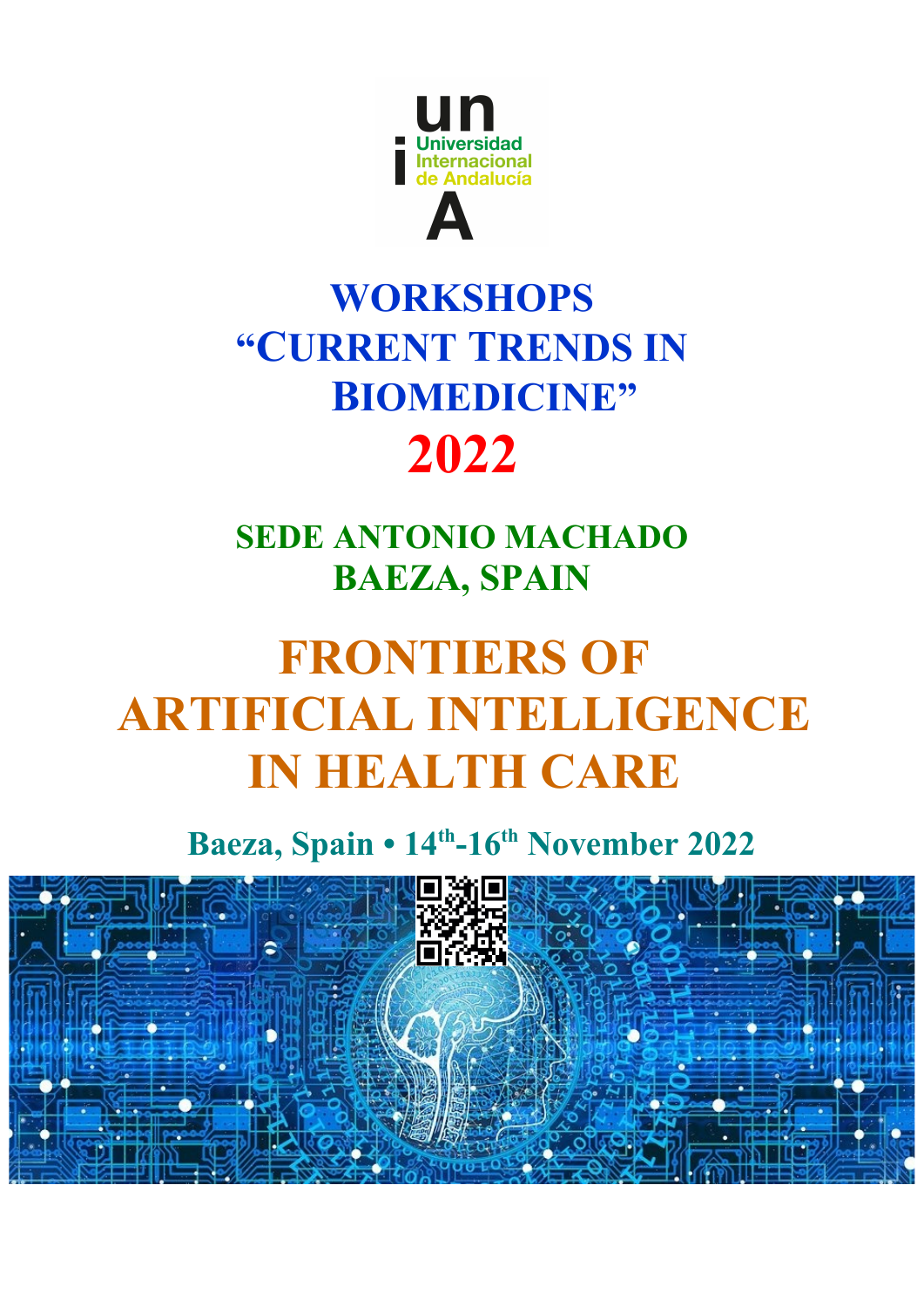un
Universidad
Internacional
de Andalucía
A

# WORKSHOPS "CURRENT TRENDS IN BIOMEDICINE"

# 2022

## SEDE ANTONIO MACHADO
## BAEZA, SPAIN

# FRONTIERS OF ARTIFICIAL INTELLIGENCE IN HEALTH CARE

**Baeza, Spain • 14th-16th November 2022**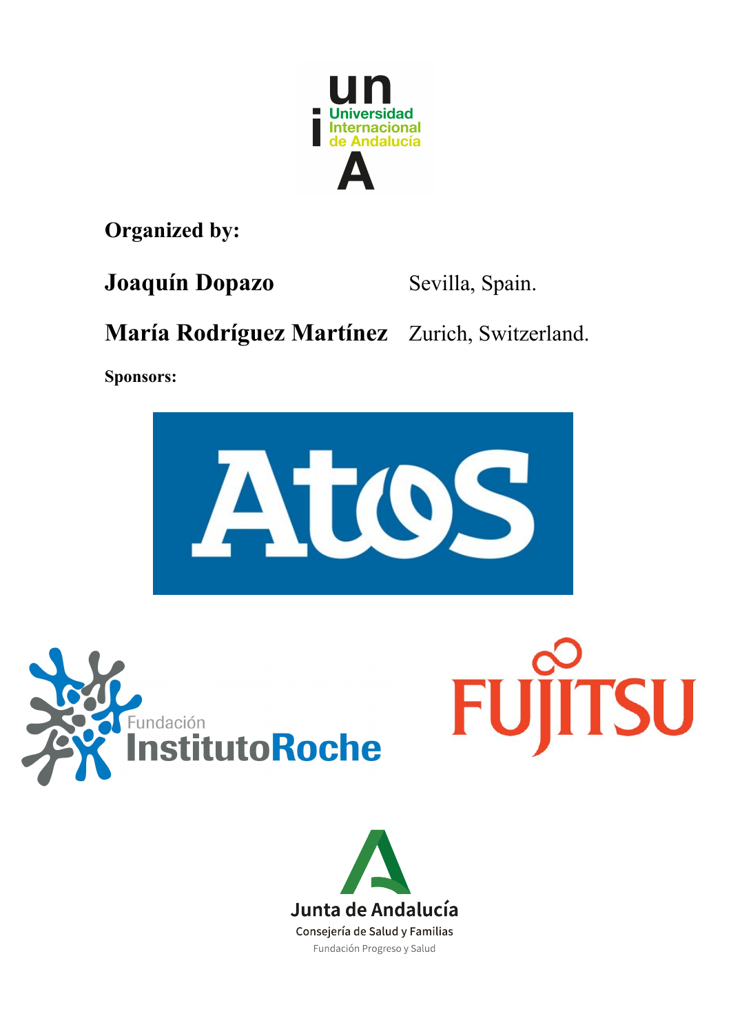**Organized by:**

**Joaquín Dopazo** Sevilla, Spain.

**María Rodríguez Martínez** Zurich, Switzerland.

**Sponsors:**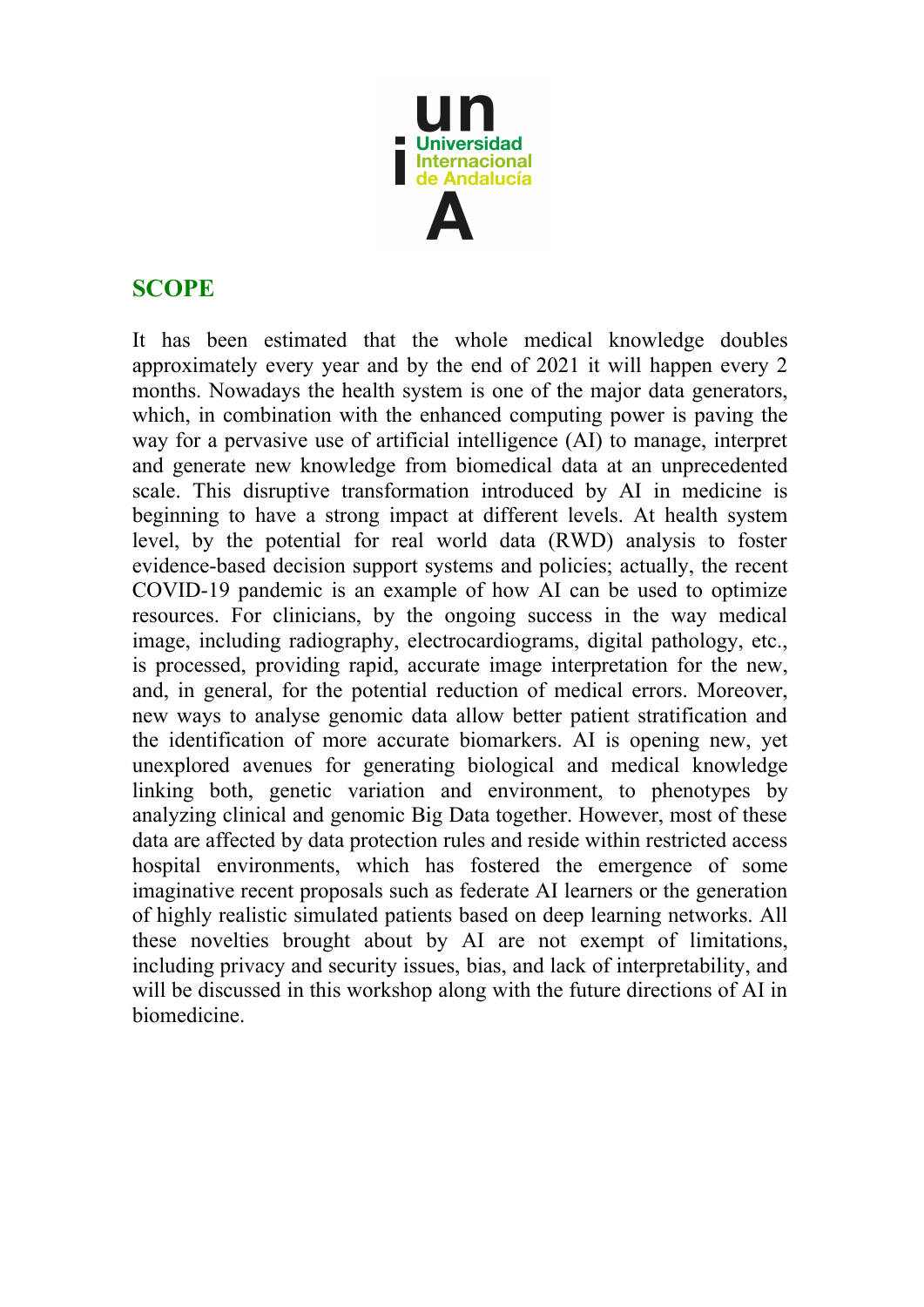## SCOPE

It has been estimated that the whole medical knowledge doubles approximately every year and by the end of 2021 it will happen every 2 months. Nowadays the health system is one of the major data generators, which, in combination with the enhanced computing power is paving the way for a pervasive use of artificial intelligence (AI) to manage, interpret and generate new knowledge from biomedical data at an unprecedented scale. This disruptive transformation introduced by AI in medicine is beginning to have a strong impact at different levels. At health system level, by the potential for real world data (RWD) analysis to foster evidence-based decision support systems and policies; actually, the recent COVID-19 pandemic is an example of how AI can be used to optimize resources. For clinicians, by the ongoing success in the way medical image, including radiography, electrocardiograms, digital pathology, etc., is processed, providing rapid, accurate image interpretation for the new, and, in general, for the potential reduction of medical errors. Moreover, new ways to analyse genomic data allow better patient stratification and the identification of more accurate biomarkers. AI is opening new, yet unexplored avenues for generating biological and medical knowledge linking both, genetic variation and environment, to phenotypes by analyzing clinical and genomic Big Data together. However, most of these data are affected by data protection rules and reside within restricted access hospital environments, which has fostered the emergence of some imaginative recent proposals such as federate AI learners or the generation of highly realistic simulated patients based on deep learning networks. All these novelties brought about by AI are not exempt of limitations, including privacy and security issues, bias, and lack of interpretability, and will be discussed in this workshop along with the future directions of AI in biomedicine.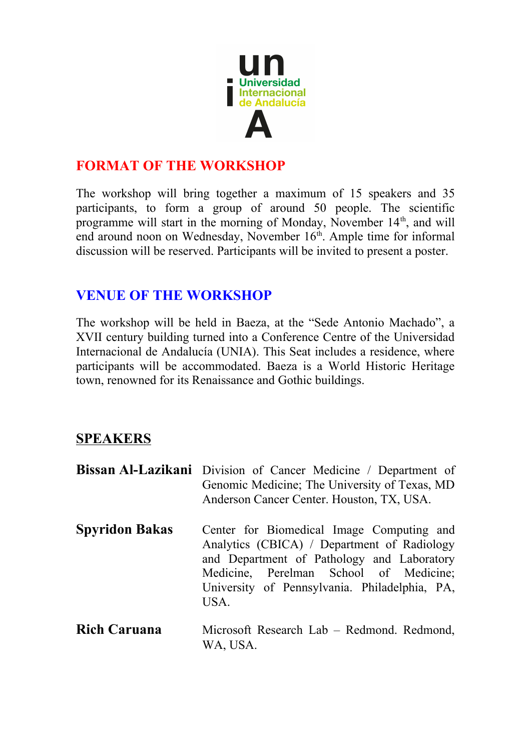## FORMAT OF THE WORKSHOP

The workshop will bring together a maximum of 15 speakers and 35 participants, to form a group of around 50 people. The scientific programme will start in the morning of Monday, November 14th, and will end around noon on Wednesday, November 16th. Ample time for informal discussion will be reserved. Participants will be invited to present a poster.

## VENUE OF THE WORKSHOP

The workshop will be held in Baeza, at the "Sede Antonio Machado", a XVII century building turned into a Conference Centre of the Universidad Internacional de Andalucía (UNIA). This Seat includes a residence, where participants will be accommodated. Baeza is a World Historic Heritage town, renowned for its Renaissance and Gothic buildings.

## SPEAKERS

**Bissan Al-Lazikani** Division of Cancer Medicine / Department of Genomic Medicine; The University of Texas, MD Anderson Cancer Center. Houston, TX, USA.

**Spyridon Bakas** Center for Biomedical Image Computing and Analytics (CBICA) / Department of Radiology and Department of Pathology and Laboratory Medicine, Perelman School of Medicine; University of Pennsylvania. Philadelphia, PA, USA.

**Rich Caruana** Microsoft Research Lab – Redmond. Redmond, WA, USA.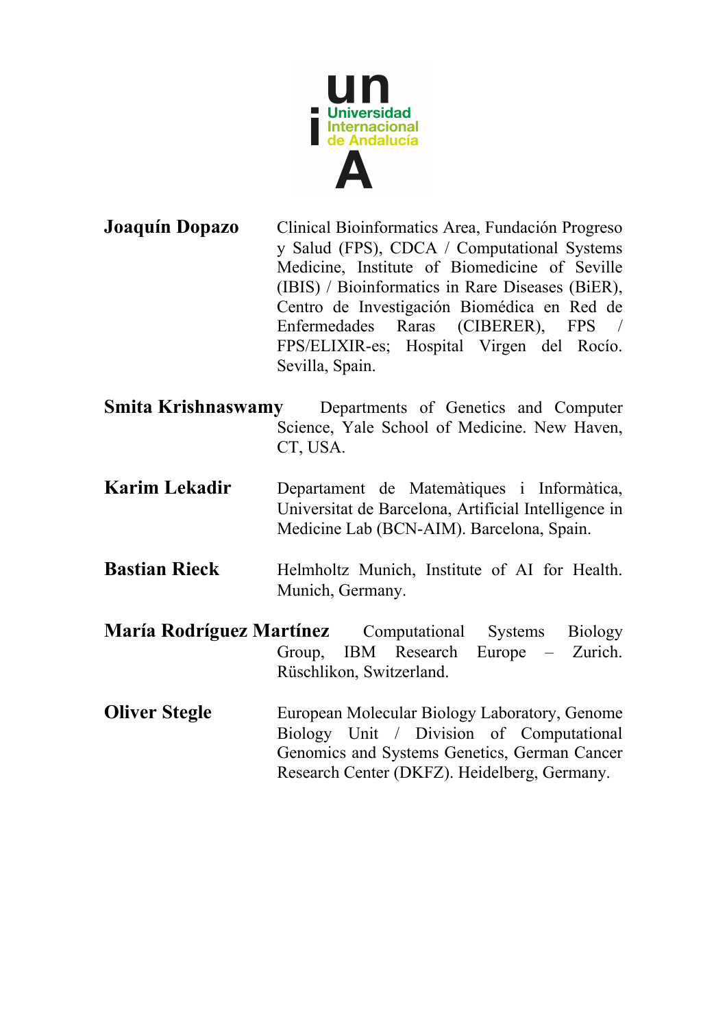**Joaquín Dopazo** Clinical Bioinformatics Area, Fundación Progreso y Salud (FPS), CDCA / Computational Systems Medicine, Institute of Biomedicine of Seville (IBIS) / Bioinformatics in Rare Diseases (BiER), Centro de Investigación Biomédica en Red de Enfermedades Raras (CIBERER), FPS / FPS/ELIXIR-es; Hospital Virgen del Rocío. Sevilla, Spain.

**Smita Krishnaswamy** Departments of Genetics and Computer Science, Yale School of Medicine. New Haven, CT, USA.

**Karim Lekadir** Departament de Matemàtiques i Informàtica, Universitat de Barcelona, Artificial Intelligence in Medicine Lab (BCN-AIM). Barcelona, Spain.

**Bastian Rieck** Helmholtz Munich, Institute of AI for Health. Munich, Germany.

**María Rodríguez Martínez** Computational Systems Biology Group, IBM Research Europe – Zurich. Rüschlikon, Switzerland.

**Oliver Stegle** European Molecular Biology Laboratory, Genome Biology Unit / Division of Computational Genomics and Systems Genetics, German Cancer Research Center (DKFZ). Heidelberg, Germany.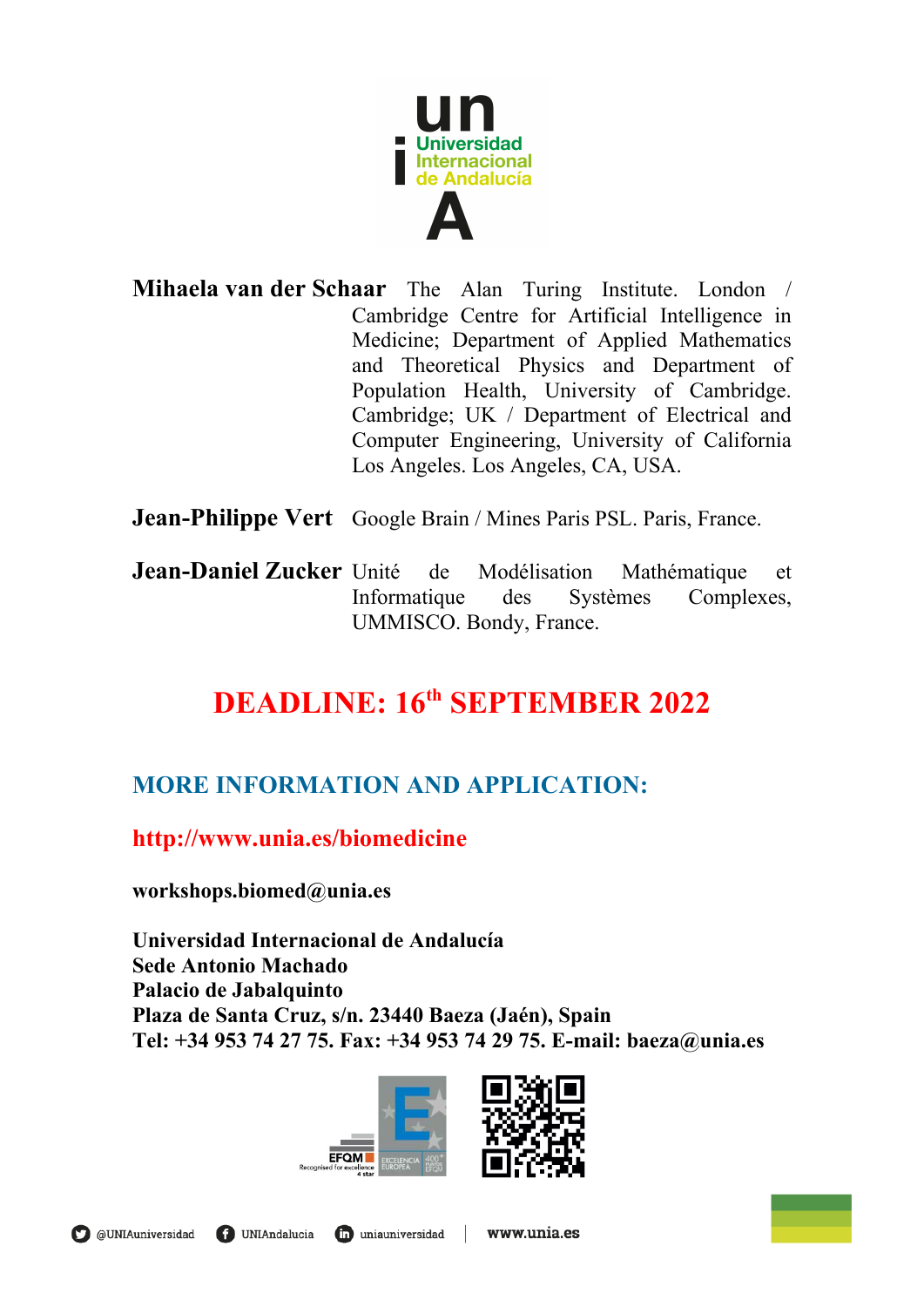**Mihaela van der Schaar** The Alan Turing Institute. London / Cambridge Centre for Artificial Intelligence in Medicine; Department of Applied Mathematics and Theoretical Physics and Department of Population Health, University of Cambridge. Cambridge; UK / Department of Electrical and Computer Engineering, University of California Los Angeles. Los Angeles, CA, USA.

**Jean-Philippe Vert** Google Brain / Mines Paris PSL. Paris, France.

**Jean-Daniel Zucker** Unité de Modélisation Mathématique et Informatique des Systèmes Complexes, UMMISCO. Bondy, France.

# DEADLINE: 16th SEPTEMBER 2022

## MORE INFORMATION AND APPLICATION:

**http://www.unia.es/biomedicine**

**workshops.biomed@unia.es**

**Universidad Internacional de Andalucía**
**Sede Antonio Machado**
**Palacio de Jabalquinto**
**Plaza de Santa Cruz, s/n. 23440 Baeza (Jaén), Spain**
**Tel: +34 953 74 27 75. Fax: +34 953 74 29 75. E-mail: baeza@unia.es**

@UNIAuniversidad | UNIAndalucia | uniauniversidad | www.unia.es